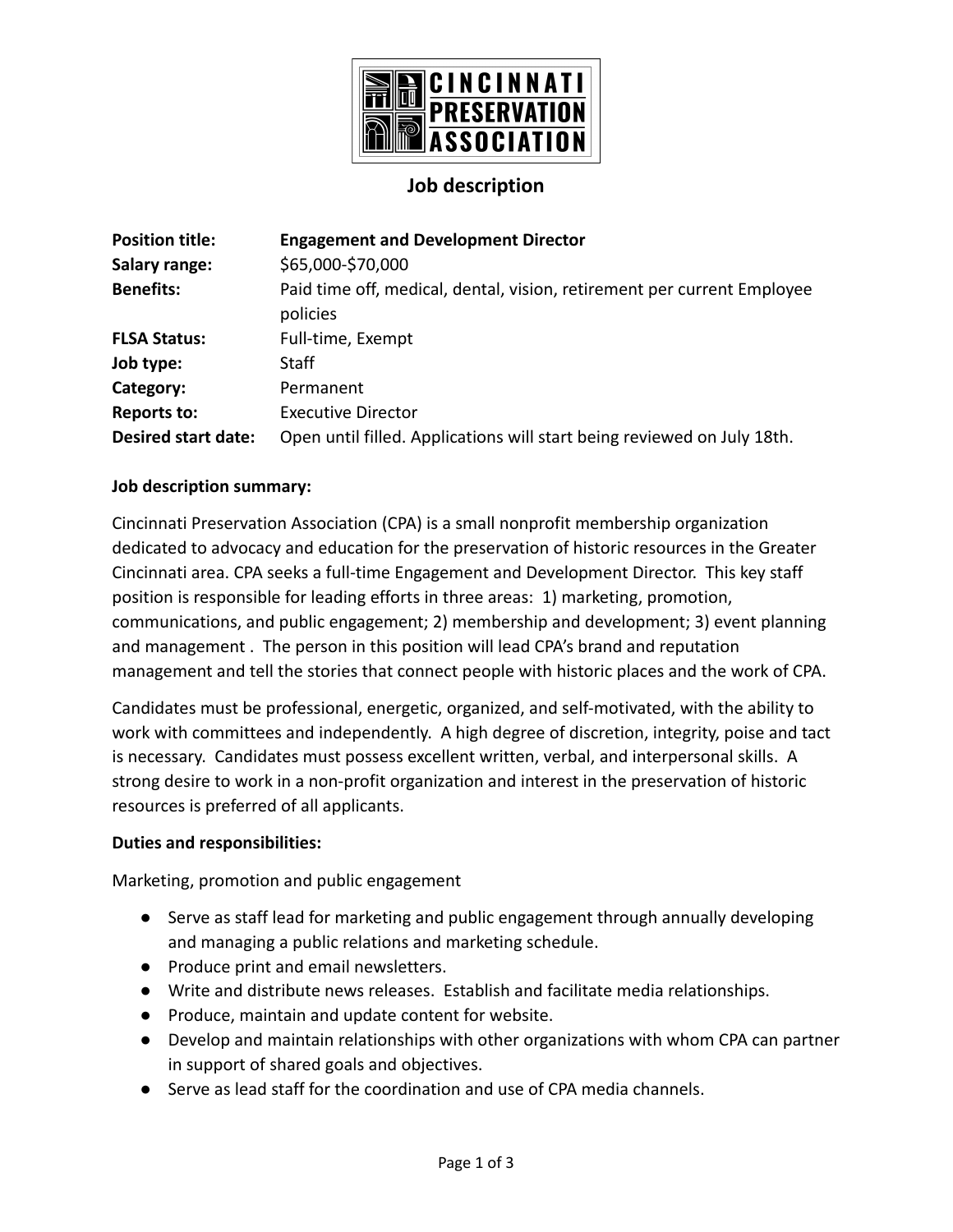# CINCINNATI PRESERVATION ASSOCIATION

## Job description

| | |
|---|---|
| **Position title:** | **Engagement and Development Director** |
| **Salary range:** | $65,000-$70,000 |
| **Benefits:** | Paid time off, medical, dental, vision, retirement per current Employee policies |
| **FLSA Status:** | Full-time, Exempt |
| **Job type:** | Staff |
| **Category:** | Permanent |
| **Reports to:** | Executive Director |
| **Desired start date:** | Open until filled. Applications will start being reviewed on July 18th. |

**Job description summary:**

Cincinnati Preservation Association (CPA) is a small nonprofit membership organization dedicated to advocacy and education for the preservation of historic resources in the Greater Cincinnati area. CPA seeks a full-time Engagement and Development Director. This key staff position is responsible for leading efforts in three areas: 1) marketing, promotion, communications, and public engagement; 2) membership and development; 3) event planning and management . The person in this position will lead CPA's brand and reputation management and tell the stories that connect people with historic places and the work of CPA.

Candidates must be professional, energetic, organized, and self-motivated, with the ability to work with committees and independently. A high degree of discretion, integrity, poise and tact is necessary. Candidates must possess excellent written, verbal, and interpersonal skills. A strong desire to work in a non-profit organization and interest in the preservation of historic resources is preferred of all applicants.

**Duties and responsibilities:**

Marketing, promotion and public engagement

- Serve as staff lead for marketing and public engagement through annually developing and managing a public relations and marketing schedule.
- Produce print and email newsletters.
- Write and distribute news releases. Establish and facilitate media relationships.
- Produce, maintain and update content for website.
- Develop and maintain relationships with other organizations with whom CPA can partner in support of shared goals and objectives.
- Serve as lead staff for the coordination and use of CPA media channels.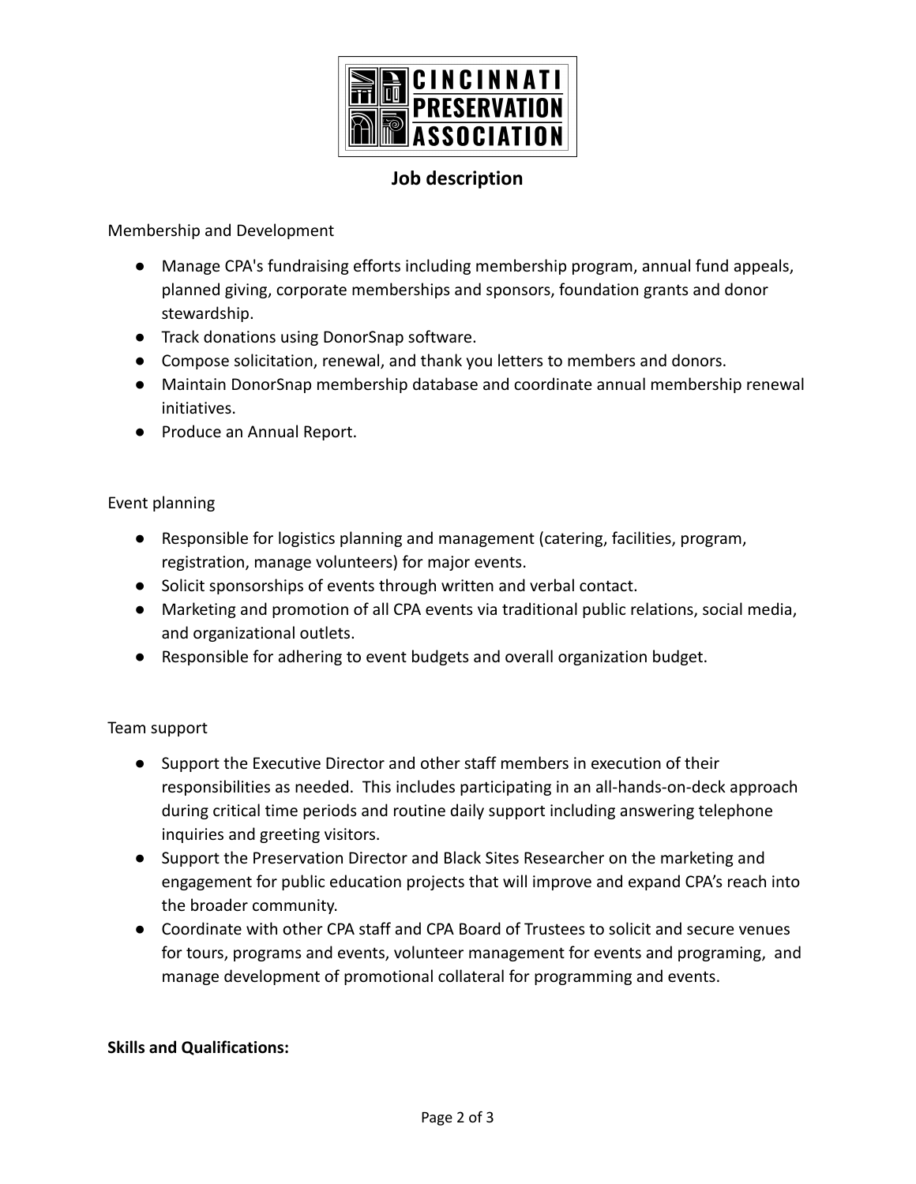CINCINNATI PRESERVATION ASSOCIATION

## Job description

Membership and Development

- Manage CPA's fundraising efforts including membership program, annual fund appeals, planned giving, corporate memberships and sponsors, foundation grants and donor stewardship.
- Track donations using DonorSnap software.
- Compose solicitation, renewal, and thank you letters to members and donors.
- Maintain DonorSnap membership database and coordinate annual membership renewal initiatives.
- Produce an Annual Report.

Event planning

- Responsible for logistics planning and management (catering, facilities, program, registration, manage volunteers) for major events.
- Solicit sponsorships of events through written and verbal contact.
- Marketing and promotion of all CPA events via traditional public relations, social media, and organizational outlets.
- Responsible for adhering to event budgets and overall organization budget.

Team support

- Support the Executive Director and other staff members in execution of their responsibilities as needed. This includes participating in an all-hands-on-deck approach during critical time periods and routine daily support including answering telephone inquiries and greeting visitors.
- Support the Preservation Director and Black Sites Researcher on the marketing and engagement for public education projects that will improve and expand CPA's reach into the broader community.
- Coordinate with other CPA staff and CPA Board of Trustees to solicit and secure venues for tours, programs and events, volunteer management for events and programing, and manage development of promotional collateral for programming and events.

**Skills and Qualifications:**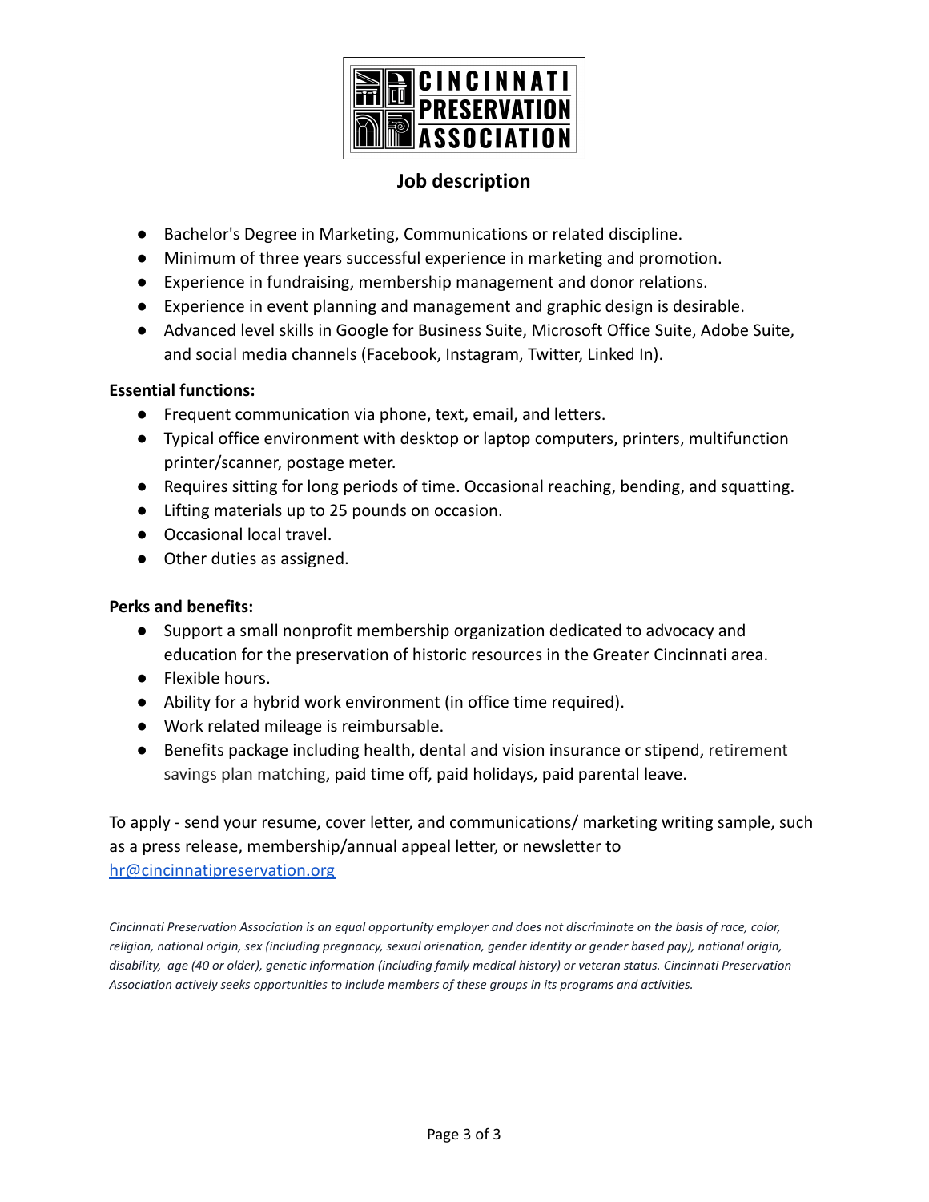**CINCINNATI PRESERVATION ASSOCIATION**

## Job description

- Bachelor's Degree in Marketing, Communications or related discipline.
- Minimum of three years successful experience in marketing and promotion.
- Experience in fundraising, membership management and donor relations.
- Experience in event planning and management and graphic design is desirable.
- Advanced level skills in Google for Business Suite, Microsoft Office Suite, Adobe Suite, and social media channels (Facebook, Instagram, Twitter, Linked In).

**Essential functions:**

- Frequent communication via phone, text, email, and letters.
- Typical office environment with desktop or laptop computers, printers, multifunction printer/scanner, postage meter.
- Requires sitting for long periods of time. Occasional reaching, bending, and squatting.
- Lifting materials up to 25 pounds on occasion.
- Occasional local travel.
- Other duties as assigned.

**Perks and benefits:**

- Support a small nonprofit membership organization dedicated to advocacy and education for the preservation of historic resources in the Greater Cincinnati area.
- Flexible hours.
- Ability for a hybrid work environment (in office time required).
- Work related mileage is reimbursable.
- Benefits package including health, dental and vision insurance or stipend, retirement savings plan matching, paid time off, paid holidays, paid parental leave.

To apply - send your resume, cover letter, and communications/ marketing writing sample, such as a press release, membership/annual appeal letter, or newsletter to [hr@cincinnatipreservation.org](mailto:hr@cincinnatipreservation.org)

*Cincinnati Preservation Association is an equal opportunity employer and does not discriminate on the basis of race, color, religion, national origin, sex (including pregnancy, sexual orienation, gender identity or gender based pay), national origin, disability, age (40 or older), genetic information (including family medical history) or veteran status. Cincinnati Preservation Association actively seeks opportunities to include members of these groups in its programs and activities.*